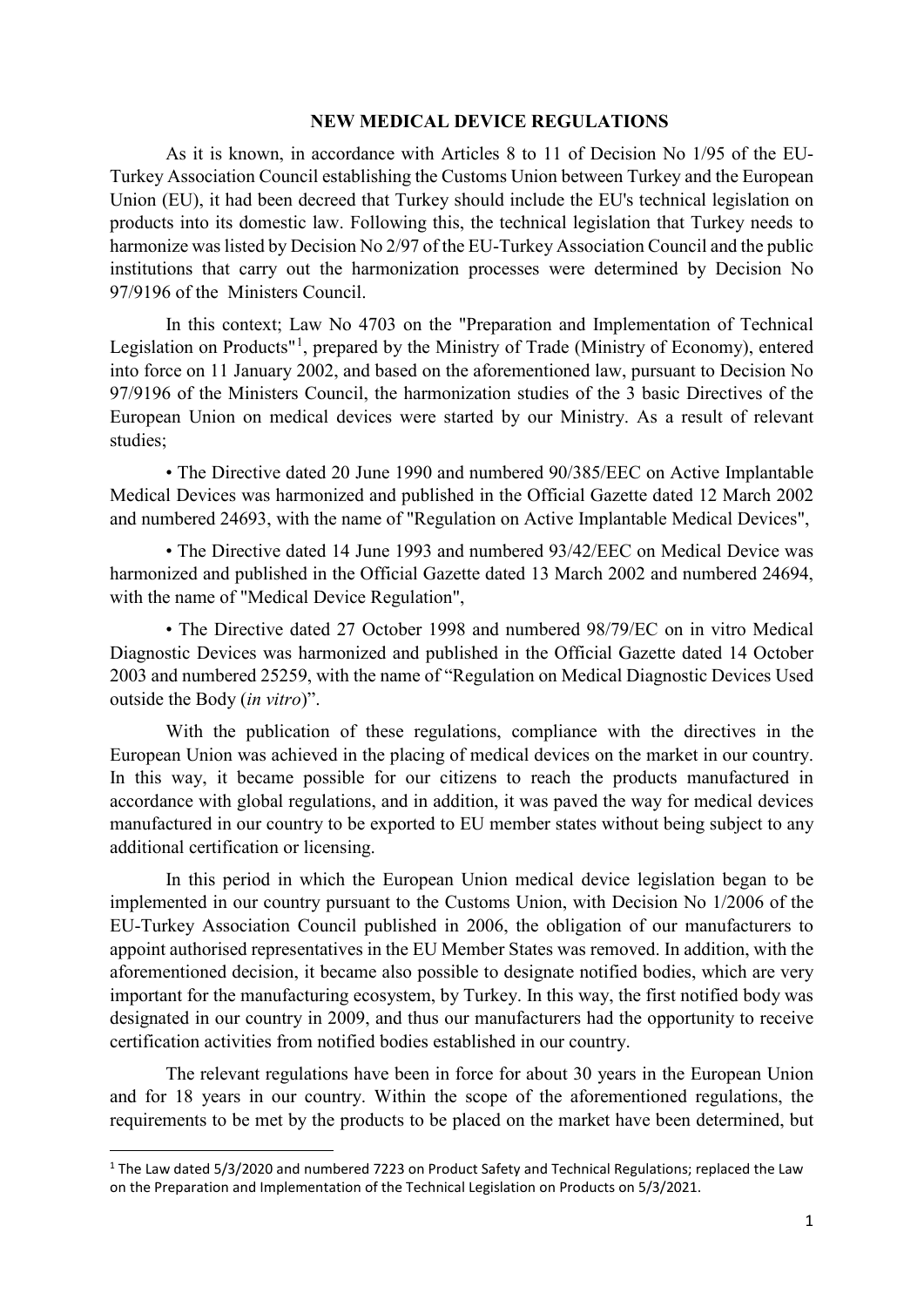# NEW MEDICAL DEVICE REGULATIONS

As it is known, in accordance with Articles 8 to 11 of Decision No 1/95 of the EU-Turkey Association Council establishing the Customs Union between Turkey and the European Union (EU), it had been decreed that Turkey should include the EU's technical legislation on products into its domestic law. Following this, the technical legislation that Turkey needs to harmonize was listed by Decision No 2/97 of the EU-Turkey Association Council and the public institutions that carry out the harmonization processes were determined by Decision No 97/9196 of the Ministers Council.

In this context; Law No 4703 on the "Preparation and Implementation of Technical Legislation on Products"[1], prepared by the Ministry of Trade (Ministry of Economy), entered into force on 11 January 2002, and based on the aforementioned law, pursuant to Decision No 97/9196 of the Ministers Council, the harmonization studies of the 3 basic Directives of the European Union on medical devices were started by our Ministry. As a result of relevant studies;

• The Directive dated 20 June 1990 and numbered 90/385/EEC on Active Implantable Medical Devices was harmonized and published in the Official Gazette dated 12 March 2002 and numbered 24693, with the name of "Regulation on Active Implantable Medical Devices",

• The Directive dated 14 June 1993 and numbered 93/42/EEC on Medical Device was harmonized and published in the Official Gazette dated 13 March 2002 and numbered 24694, with the name of "Medical Device Regulation",

• The Directive dated 27 October 1998 and numbered 98/79/EC on in vitro Medical Diagnostic Devices was harmonized and published in the Official Gazette dated 14 October 2003 and numbered 25259, with the name of "Regulation on Medical Diagnostic Devices Used outside the Body (*in vitro*)".

With the publication of these regulations, compliance with the directives in the European Union was achieved in the placing of medical devices on the market in our country. In this way, it became possible for our citizens to reach the products manufactured in accordance with global regulations, and in addition, it was paved the way for medical devices manufactured in our country to be exported to EU member states without being subject to any additional certification or licensing.

In this period in which the European Union medical device legislation began to be implemented in our country pursuant to the Customs Union, with Decision No 1/2006 of the EU-Turkey Association Council published in 2006, the obligation of our manufacturers to appoint authorised representatives in the EU Member States was removed. In addition, with the aforementioned decision, it became also possible to designate notified bodies, which are very important for the manufacturing ecosystem, by Turkey. In this way, the first notified body was designated in our country in 2009, and thus our manufacturers had the opportunity to receive certification activities from notified bodies established in our country.

The relevant regulations have been in force for about 30 years in the European Union and for 18 years in our country. Within the scope of the aforementioned regulations, the requirements to be met by the products to be placed on the market have been determined, but

[1] The Law dated 5/3/2020 and numbered 7223 on Product Safety and Technical Regulations; replaced the Law on the Preparation and Implementation of the Technical Legislation on Products on 5/3/2021.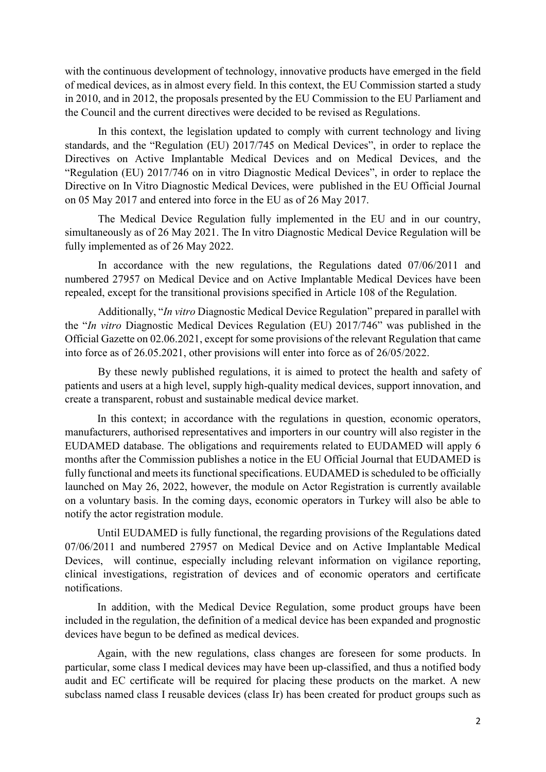with the continuous development of technology, innovative products have emerged in the field of medical devices, as in almost every field. In this context, the EU Commission started a study in 2010, and in 2012, the proposals presented by the EU Commission to the EU Parliament and the Council and the current directives were decided to be revised as Regulations.

In this context, the legislation updated to comply with current technology and living standards, and the "Regulation (EU) 2017/745 on Medical Devices", in order to replace the Directives on Active Implantable Medical Devices and on Medical Devices, and the "Regulation (EU) 2017/746 on in vitro Diagnostic Medical Devices", in order to replace the Directive on In Vitro Diagnostic Medical Devices, were published in the EU Official Journal on 05 May 2017 and entered into force in the EU as of 26 May 2017.

The Medical Device Regulation fully implemented in the EU and in our country, simultaneously as of 26 May 2021. The In vitro Diagnostic Medical Device Regulation will be fully implemented as of 26 May 2022.

In accordance with the new regulations, the Regulations dated 07/06/2011 and numbered 27957 on Medical Device and on Active Implantable Medical Devices have been repealed, except for the transitional provisions specified in Article 108 of the Regulation.

Additionally, "*In vitro* Diagnostic Medical Device Regulation" prepared in parallel with the "*In vitro* Diagnostic Medical Devices Regulation (EU) 2017/746" was published in the Official Gazette on 02.06.2021, except for some provisions of the relevant Regulation that came into force as of 26.05.2021, other provisions will enter into force as of 26/05/2022.

By these newly published regulations, it is aimed to protect the health and safety of patients and users at a high level, supply high-quality medical devices, support innovation, and create a transparent, robust and sustainable medical device market.

In this context; in accordance with the regulations in question, economic operators, manufacturers, authorised representatives and importers in our country will also register in the EUDAMED database. The obligations and requirements related to EUDAMED will apply 6 months after the Commission publishes a notice in the EU Official Journal that EUDAMED is fully functional and meets its functional specifications. EUDAMED is scheduled to be officially launched on May 26, 2022, however, the module on Actor Registration is currently available on a voluntary basis. In the coming days, economic operators in Turkey will also be able to notify the actor registration module.

Until EUDAMED is fully functional, the regarding provisions of the Regulations dated 07/06/2011 and numbered 27957 on Medical Device and on Active Implantable Medical Devices, will continue, especially including relevant information on vigilance reporting, clinical investigations, registration of devices and of economic operators and certificate notifications.

In addition, with the Medical Device Regulation, some product groups have been included in the regulation, the definition of a medical device has been expanded and prognostic devices have begun to be defined as medical devices.

Again, with the new regulations, class changes are foreseen for some products. In particular, some class I medical devices may have been up-classified, and thus a notified body audit and EC certificate will be required for placing these products on the market. A new subclass named class I reusable devices (class Ir) has been created for product groups such as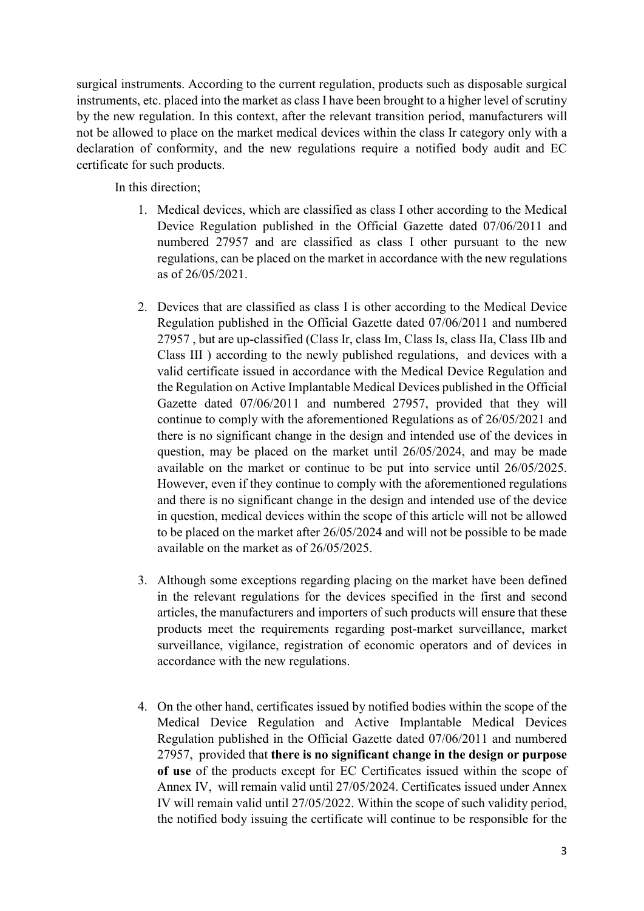surgical instruments. According to the current regulation, products such as disposable surgical instruments, etc. placed into the market as class I have been brought to a higher level of scrutiny by the new regulation. In this context, after the relevant transition period, manufacturers will not be allowed to place on the market medical devices within the class Ir category only with a declaration of conformity, and the new regulations require a notified body audit and EC certificate for such products.

In this direction;

1. Medical devices, which are classified as class I other according to the Medical Device Regulation published in the Official Gazette dated 07/06/2011 and numbered 27957 and are classified as class I other pursuant to the new regulations, can be placed on the market in accordance with the new regulations as of 26/05/2021.

2. Devices that are classified as class I is other according to the Medical Device Regulation published in the Official Gazette dated 07/06/2011 and numbered 27957 , but are up-classified (Class Ir, class Im, Class Is, class IIa, Class IIb and Class III ) according to the newly published regulations, and devices with a valid certificate issued in accordance with the Medical Device Regulation and the Regulation on Active Implantable Medical Devices published in the Official Gazette dated 07/06/2011 and numbered 27957, provided that they will continue to comply with the aforementioned Regulations as of 26/05/2021 and there is no significant change in the design and intended use of the devices in question, may be placed on the market until 26/05/2024, and may be made available on the market or continue to be put into service until 26/05/2025. However, even if they continue to comply with the aforementioned regulations and there is no significant change in the design and intended use of the device in question, medical devices within the scope of this article will not be allowed to be placed on the market after 26/05/2024 and will not be possible to be made available on the market as of 26/05/2025.

3. Although some exceptions regarding placing on the market have been defined in the relevant regulations for the devices specified in the first and second articles, the manufacturers and importers of such products will ensure that these products meet the requirements regarding post-market surveillance, market surveillance, vigilance, registration of economic operators and of devices in accordance with the new regulations.

4. On the other hand, certificates issued by notified bodies within the scope of the Medical Device Regulation and Active Implantable Medical Devices Regulation published in the Official Gazette dated 07/06/2011 and numbered 27957, provided that **there is no significant change in the design or purpose of use** of the products except for EC Certificates issued within the scope of Annex IV, will remain valid until 27/05/2024. Certificates issued under Annex IV will remain valid until 27/05/2022. Within the scope of such validity period, the notified body issuing the certificate will continue to be responsible for the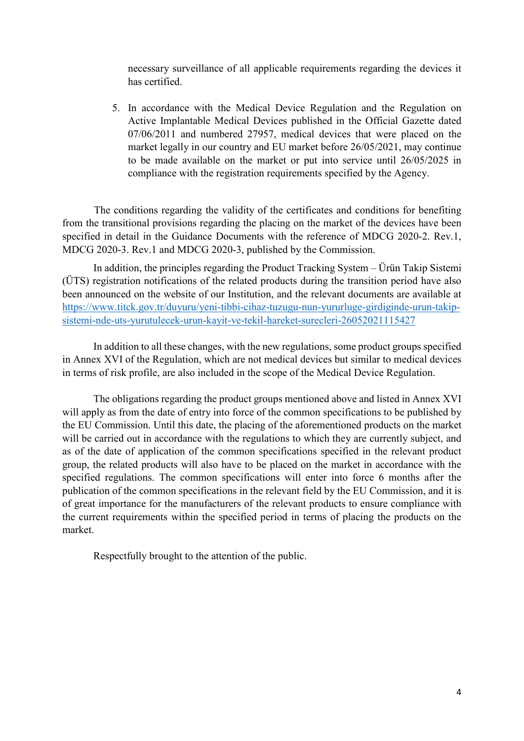necessary surveillance of all applicable requirements regarding the devices it has certified.

5. In accordance with the Medical Device Regulation and the Regulation on Active Implantable Medical Devices published in the Official Gazette dated 07/06/2011 and numbered 27957, medical devices that were placed on the market legally in our country and EU market before 26/05/2021, may continue to be made available on the market or put into service until 26/05/2025 in compliance with the registration requirements specified by the Agency.

The conditions regarding the validity of the certificates and conditions for benefiting from the transitional provisions regarding the placing on the market of the devices have been specified in detail in the Guidance Documents with the reference of MDCG 2020-2. Rev.1, MDCG 2020-3. Rev.1 and MDCG 2020-3, published by the Commission.

In addition, the principles regarding the Product Tracking System – Ürün Takip Sistemi (ÜTS) registration notifications of the related products during the transition period have also been announced on the website of our Institution, and the relevant documents are available at https://www.titck.gov.tr/duyuru/yeni-tibbi-cihaz-tuzugu-nun-yururluge-girdiginde-urun-takip-sistemi-nde-uts-yurutulecek-urun-kayit-ve-tekil-hareket-surecleri-26052021115427

In addition to all these changes, with the new regulations, some product groups specified in Annex XVI of the Regulation, which are not medical devices but similar to medical devices in terms of risk profile, are also included in the scope of the Medical Device Regulation.

The obligations regarding the product groups mentioned above and listed in Annex XVI will apply as from the date of entry into force of the common specifications to be published by the EU Commission. Until this date, the placing of the aforementioned products on the market will be carried out in accordance with the regulations to which they are currently subject, and as of the date of application of the common specifications specified in the relevant product group, the related products will also have to be placed on the market in accordance with the specified regulations. The common specifications will enter into force 6 months after the publication of the common specifications in the relevant field by the EU Commission, and it is of great importance for the manufacturers of the relevant products to ensure compliance with the current requirements within the specified period in terms of placing the products on the market.

Respectfully brought to the attention of the public.